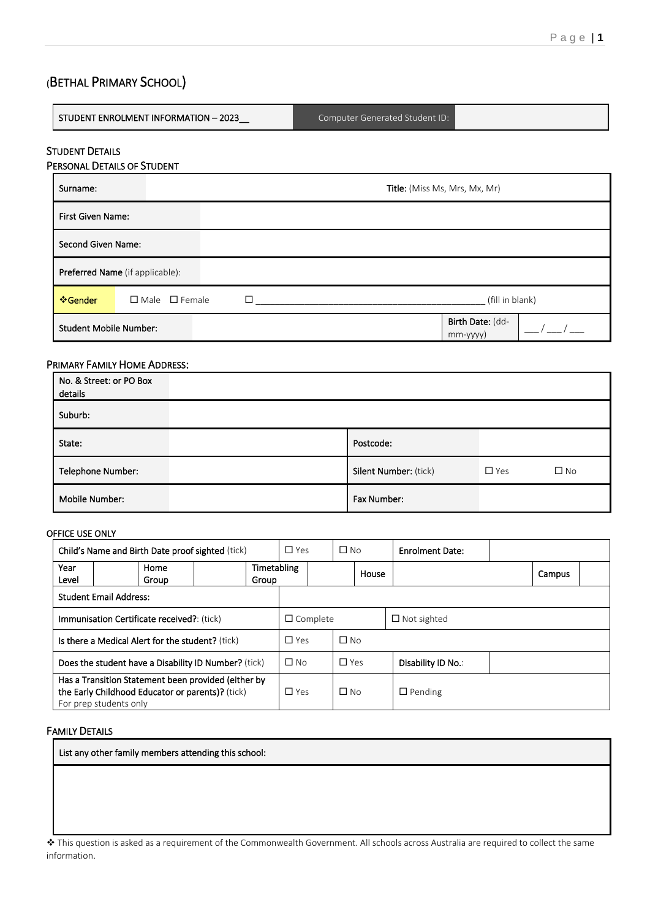# (BETHAL PRIMARY SCHOOL)

| STUDENT ENROLMENT INFORMATION – 2023__ | Computer Generated Student ID: | |
|---|---|---|

## STUDENT DETAILS

### PERSONAL DETAILS OF STUDENT

| | | | |
|---|---|---|---|
| Surname: | | **Title:** (Miss Ms, Mrs, Mx, Mr) | |
| First Given Name: | | | |
| Second Given Name: | | | |
| **Preferred Name** (if applicable): | | | |
| ❖Gender | ☐ Male ☐ Female | ☐ ____________________________________________ (fill in blank) | |
| Student Mobile Number: | | **Birth Date:** (dd-mm-yyyy) | ___ / ___ / ___ |

### PRIMARY FAMILY HOME ADDRESS:

| | | | |
|---|---|---|---|
| No. & Street: or PO Box details | | | |
| Suburb: | | | |
| State: | | Postcode: | |
| Telephone Number: | | **Silent Number:** (tick) | ☐ Yes ☐ No |
| Mobile Number: | | Fax Number: | |

### OFFICE USE ONLY

| | | | | | | | | |
|---|---|---|---|---|---|---|---|---|
| **Child's Name and Birth Date proof sighted** (tick) | | | ☐ Yes | ☐ No | **Enrolment Date:** | | | |
| Year Level | | Home Group | | Timetabling Group | | House | | Campus |
| Student Email Address: | | | | | | | | |
| **Immunisation Certificate received?**: (tick) | | | ☐ Complete | | ☐ Not sighted | | | |
| **Is there a Medical Alert for the student?** (tick) | | | ☐ Yes | ☐ No | | | | |
| **Does the student have a Disability ID Number?** (tick) | | | ☐ No | ☐ Yes | **Disability ID No.**: | | | |
| **Has a Transition Statement been provided (either by the Early Childhood Educator or parents)?** (tick) For prep students only | | | ☐ Yes | ☐ No | ☐ Pending | | | |

### FAMILY DETAILS

| List any other family members attending this school: |
|---|
| |

❖ This question is asked as a requirement of the Commonwealth Government. All schools across Australia are required to collect the same information.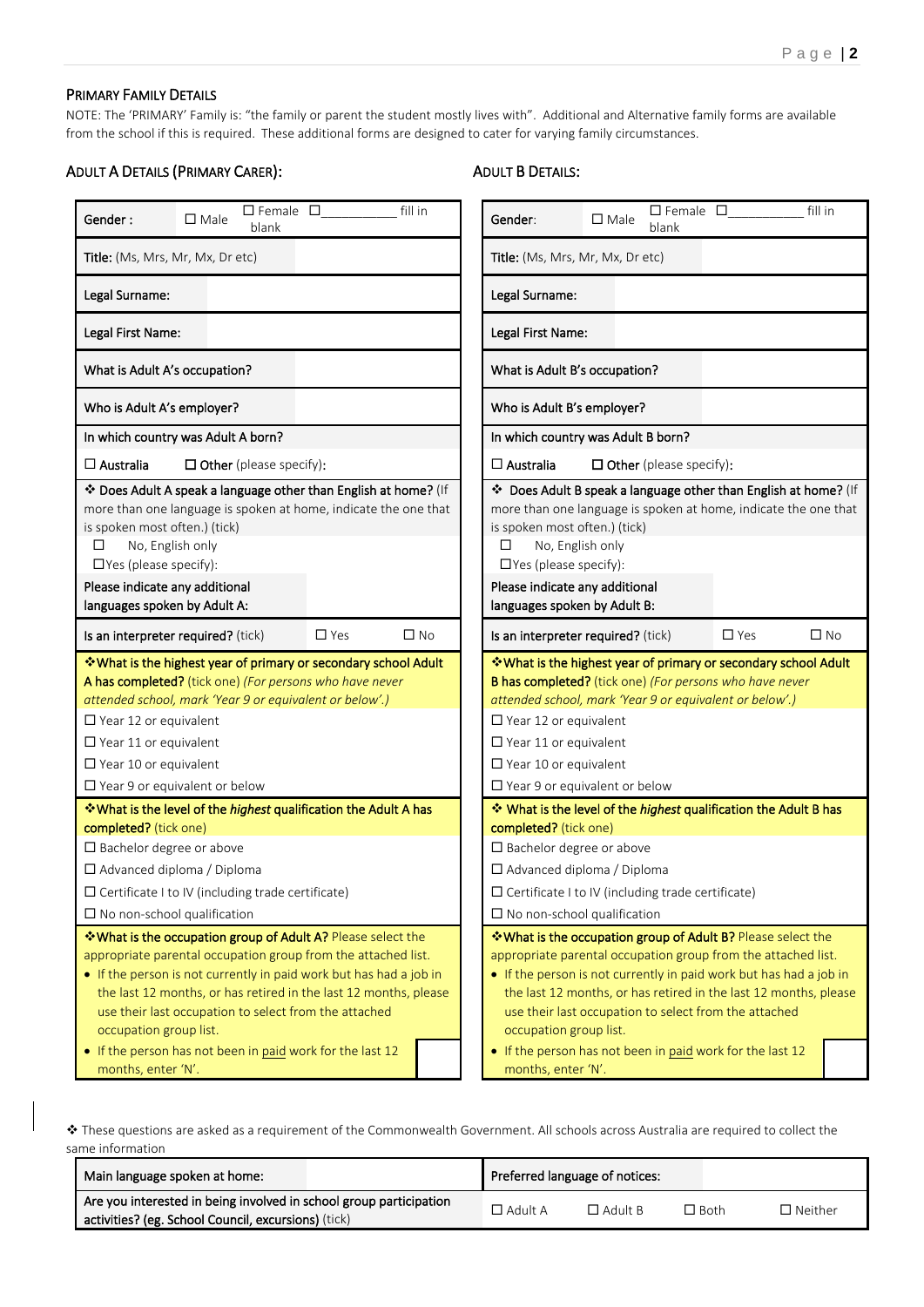## PRIMARY FAMILY DETAILS

NOTE: The 'PRIMARY' Family is: "the family or parent the student mostly lives with". Additional and Alternative family forms are available from the school if this is required. These additional forms are designed to cater for varying family circumstances.

### ADULT A DETAILS (PRIMARY CARER):

| Gender : | ☐ Male | ☐ Female | ☐\_\_\_\_\_\_\_\_\_\_ fill in blank |
|---|---|---|---|
| **Title:** (Ms, Mrs, Mr, Mx, Dr etc) | | | |
| Legal Surname: | | | |
| Legal First Name: | | | |
| What is Adult A's occupation? | | | |
| Who is Adult A's employer? | | | |

In which country was Adult A born?

☐ **Australia** ☐ **Other** (please specify):

❖ **Does Adult A speak a language other than English at home?** (If more than one language is spoken at home, indicate the one that is spoken most often.) (tick)

☐ No, English only

☐ Yes (please specify):

| Please indicate any additional languages spoken by Adult A: | |
|---|---|

| **Is an interpreter required?** (tick) | ☐ Yes | ☐ No |
|---|---|---|

❖**What is the highest year of primary or secondary school Adult A has completed?** (tick one) *(For persons who have never attended school, mark 'Year 9 or equivalent or below'.)*

☐ Year 12 or equivalent

☐ Year 11 or equivalent

☐ Year 10 or equivalent

☐ Year 9 or equivalent or below

❖**What is the level of the *highest* qualification the Adult A has completed?** (tick one)

☐ Bachelor degree or above

☐ Advanced diploma / Diploma

☐ Certificate I to IV (including trade certificate)

☐ No non-school qualification

❖**What is the occupation group of Adult A?** Please select the appropriate parental occupation group from the attached list.

- If the person is not currently in paid work but has had a job in the last 12 months, or has retired in the last 12 months, please use their last occupation to select from the attached occupation group list.
- If the person has not been in paid work for the last 12 months, enter 'N'. ☐

### ADULT B DETAILS:

| Gender: | ☐ Male | ☐ Female | ☐\_\_\_\_\_\_\_\_\_\_ fill in blank |
|---|---|---|---|
| **Title:** (Ms, Mrs, Mr, Mx, Dr etc) | | | |
| Legal Surname: | | | |
| Legal First Name: | | | |
| What is Adult B's occupation? | | | |
| Who is Adult B's employer? | | | |

In which country was Adult B born?

☐ **Australia** ☐ **Other** (please specify):

❖ **Does Adult B speak a language other than English at home?** (If more than one language is spoken at home, indicate the one that is spoken most often.) (tick)

☐ No, English only

☐ Yes (please specify):

| Please indicate any additional languages spoken by Adult B: | |
|---|---|

| **Is an interpreter required?** (tick) | ☐ Yes | ☐ No |
|---|---|---|

❖**What is the highest year of primary or secondary school Adult B has completed?** (tick one) *(For persons who have never attended school, mark 'Year 9 or equivalent or below'.)*

☐ Year 12 or equivalent

☐ Year 11 or equivalent

☐ Year 10 or equivalent

☐ Year 9 or equivalent or below

❖ **What is the level of the *highest* qualification the Adult B has completed?** (tick one)

☐ Bachelor degree or above

☐ Advanced diploma / Diploma

☐ Certificate I to IV (including trade certificate)

☐ No non-school qualification

❖**What is the occupation group of Adult B?** Please select the appropriate parental occupation group from the attached list.

- If the person is not currently in paid work but has had a job in the last 12 months, or has retired in the last 12 months, please use their last occupation to select from the attached occupation group list.
- If the person has not been in paid work for the last 12 months, enter 'N'. ☐

❖ These questions are asked as a requirement of the Commonwealth Government. All schools across Australia are required to collect the same information

| Main language spoken at home: | | Preferred language of notices: | | | |
|---|---|---|---|---|---|
| **Are you interested in being involved in school group participation activities? (eg. School Council, excursions)** (tick) | | ☐ Adult A | ☐ Adult B | ☐ Both | ☐ Neither |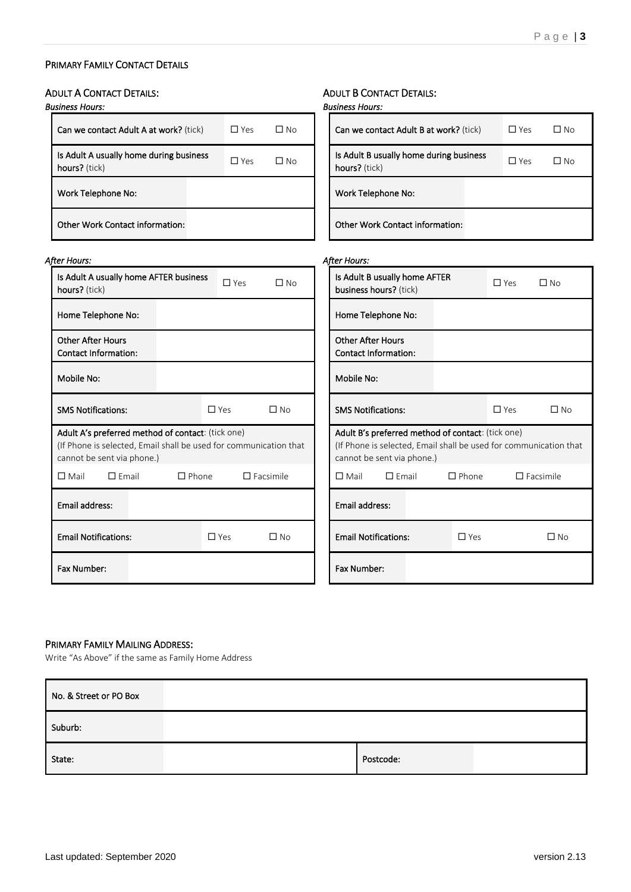## PRIMARY FAMILY CONTACT DETAILS

### ADULT A CONTACT DETAILS:

*Business Hours:*

| | | | |
|---|---|---|---|
| **Can we contact Adult A at work?** (tick) | | ☐ Yes | ☐ No |
| **Is Adult A usually home during business hours?** (tick) | | ☐ Yes | ☐ No |
| Work Telephone No: | | | |
| Other Work Contact information: | | | |

*After Hours:*

| | | | |
|---|---|---|---|
| Is Adult A usually home AFTER business hours? (tick) | | ☐ Yes | ☐ No |
| Home Telephone No: | | | |
| Other After Hours Contact Information: | | | |
| Mobile No: | | | |
| SMS Notifications: | | ☐ Yes | ☐ No |
| Adult A's preferred method of contact: (tick one) (If Phone is selected, Email shall be used for communication that cannot be sent via phone.) | | | |
| ☐ Mail ☐ Email | | ☐ Phone | ☐ Facsimile |
| Email address: | | | |
| Email Notifications: | | ☐ Yes | ☐ No |
| Fax Number: | | | |

### ADULT B CONTACT DETAILS:

*Business Hours:*

| | | | |
|---|---|---|---|
| **Can we contact Adult B at work?** (tick) | | ☐ Yes | ☐ No |
| **Is Adult B usually home during business hours?** (tick) | | ☐ Yes | ☐ No |
| Work Telephone No: | | | |
| Other Work Contact information: | | | |

*After Hours:*

| | | | |
|---|---|---|---|
| Is Adult B usually home AFTER business hours? (tick) | | ☐ Yes | ☐ No |
| Home Telephone No: | | | |
| Other After Hours Contact Information: | | | |
| Mobile No: | | | |
| SMS Notifications: | | ☐ Yes | ☐ No |
| Adult B's preferred method of contact: (tick one) (If Phone is selected, Email shall be used for communication that cannot be sent via phone.) | | | |
| ☐ Mail ☐ Email | | ☐ Phone | ☐ Facsimile |
| Email address: | | | |
| Email Notifications: | | ☐ Yes | ☐ No |
| Fax Number: | | | |

## PRIMARY FAMILY MAILING ADDRESS:

Write "As Above" if the same as Family Home Address

| | | | |
|---|---|---|---|
| No. & Street or PO Box | | | |
| Suburb: | | | |
| State: | | Postcode: | |

Last updated: September 2020 version 2.13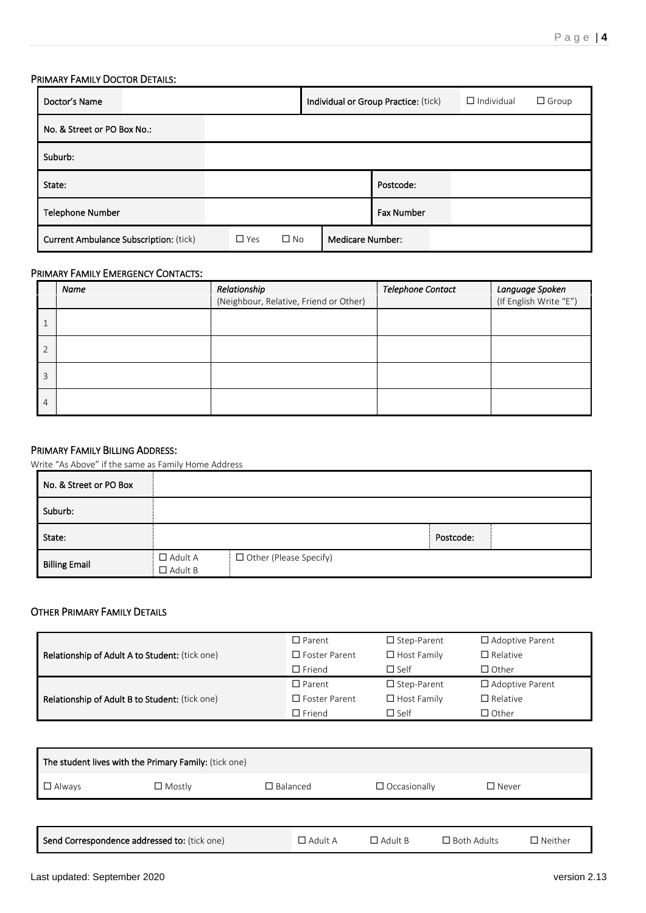### PRIMARY FAMILY DOCTOR DETAILS:

| | | | |
|---|---|---|---|
| Doctor's Name | | Individual or Group Practice: (tick) | ☐ Individual ☐ Group |
| No. & Street or PO Box No.: | | | |
| Suburb: | | | |
| State: | | Postcode: | |
| Telephone Number | | Fax Number | |
| Current Ambulance Subscription: (tick) | ☐ Yes ☐ No | Medicare Number: | |

### PRIMARY FAMILY EMERGENCY CONTACTS:

| | *Name* | *Relationship* (Neighbour, Relative, Friend or Other) | *Telephone Contact* | *Language Spoken* (If English Write "E") |
|---|---|---|---|---|
| 1 | | | | |
| 2 | | | | |
| 3 | | | | |
| 4 | | | | |

### PRIMARY FAMILY BILLING ADDRESS:

Write "As Above" if the same as Family Home Address

| | | | | |
|---|---|---|---|---|
| No. & Street or PO Box | | | | |
| Suburb: | | | | |
| State: | | | Postcode: | |
| Billing Email | ☐ Adult A ☐ Adult B | ☐ Other (Please Specify) | | |

### OTHER PRIMARY FAMILY DETAILS

| | | | |
|---|---|---|---|
| Relationship of Adult A to Student: (tick one) | ☐ Parent<br>☐ Foster Parent<br>☐ Friend | ☐ Step-Parent<br>☐ Host Family<br>☐ Self | ☐ Adoptive Parent<br>☐ Relative<br>☐ Other |
| Relationship of Adult B to Student: (tick one) | ☐ Parent<br>☐ Foster Parent<br>☐ Friend | ☐ Step-Parent<br>☐ Host Family<br>☐ Self | ☐ Adoptive Parent<br>☐ Relative<br>☐ Other |

| The student lives with the Primary Family: (tick one) | | | | |
|---|---|---|---|---|
| ☐ Always | ☐ Mostly | ☐ Balanced | ☐ Occasionally | ☐ Never |

| | | | | |
|---|---|---|---|---|
| Send Correspondence addressed to: (tick one) | ☐ Adult A | ☐ Adult B | ☐ Both Adults | ☐ Neither |

Last updated: September 2020 version 2.13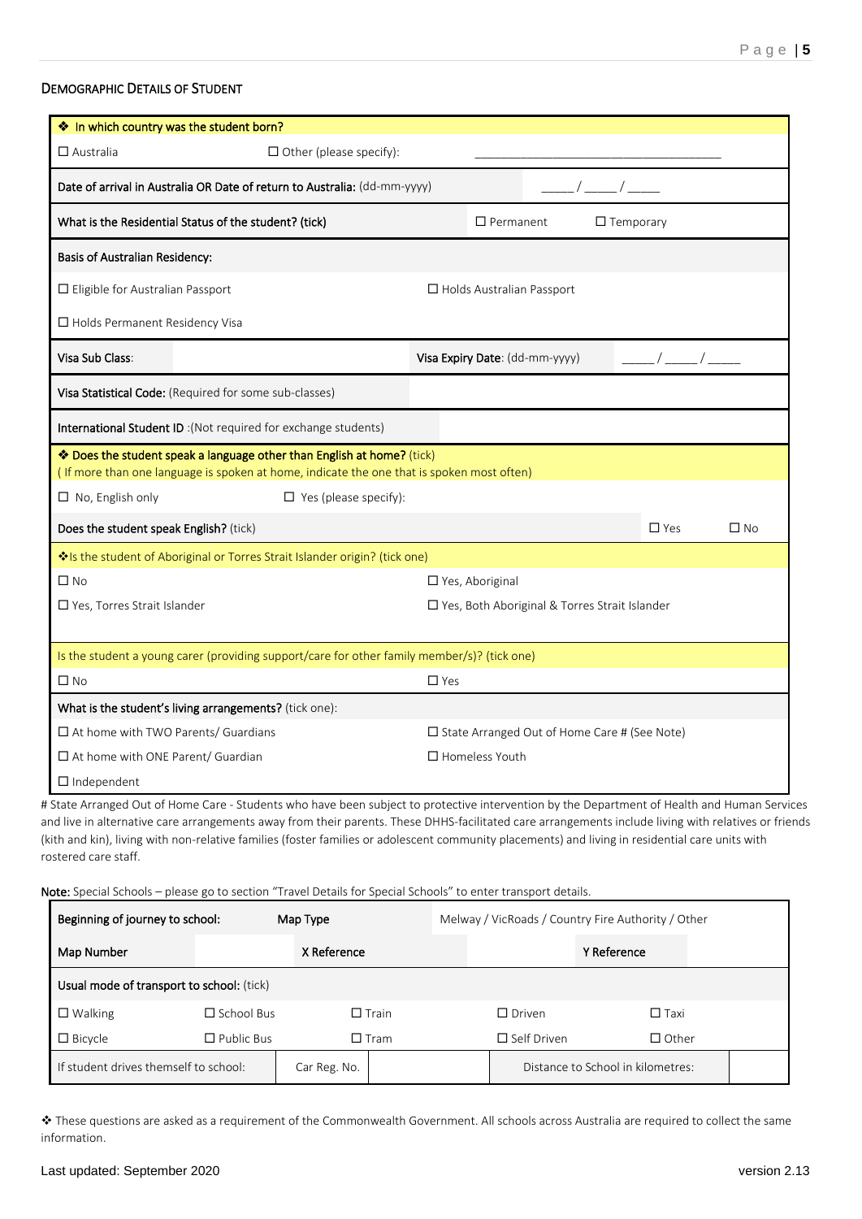## Demographic Details of Student

| ❖ In which country was the student born? | | | |
|---|---|---|---|
| ☐ Australia | ☐ Other (please specify): | ____________________________________ | |
| Date of arrival in Australia OR Date of return to Australia: (dd-mm-yyyy) | | _____ / _____ / _____ | |
| What is the Residential Status of the student? (tick) | | ☐ Permanent | ☐ Temporary |
| **Basis of Australian Residency:** | | | |
| ☐ Eligible for Australian Passport | | ☐ Holds Australian Passport | |
| ☐ Holds Permanent Residency Visa | | | |
| Visa Sub Class: | | Visa Expiry Date: (dd-mm-yyyy) | _____ / _____ / _____ |
| Visa Statistical Code: (Required for some sub-classes) | | | |
| International Student ID :(Not required for exchange students) | | | |

| ❖ Does the student speak a language other than English at home? (tick) ( If more than one language is spoken at home, indicate the one that is spoken most often) | | | |
|---|---|---|---|
| ☐ No, English only | ☐ Yes (please specify): | | |
| Does the student speak English? (tick) | | ☐ Yes | ☐ No |

| ❖Is the student of Aboriginal or Torres Strait Islander origin? (tick one) | |
|---|---|
| ☐ No | ☐ Yes, Aboriginal |
| ☐ Yes, Torres Strait Islander | ☐ Yes, Both Aboriginal & Torres Strait Islander |

| Is the student a young carer (providing support/care for other family member/s)? (tick one) | |
|---|---|
| ☐ No | ☐ Yes |
| **What is the student's living arrangements?** (tick one): | |
| ☐ At home with TWO Parents/ Guardians | ☐ State Arranged Out of Home Care # (See Note) |
| ☐ At home with ONE Parent/ Guardian | ☐ Homeless Youth |
| ☐ Independent | |

# State Arranged Out of Home Care - Students who have been subject to protective intervention by the Department of Health and Human Services and live in alternative care arrangements away from their parents. These DHHS-facilitated care arrangements include living with relatives or friends (kith and kin), living with non-relative families (foster families or adolescent community placements) and living in residential care units with rostered care staff.

**Note:** Special Schools – please go to section "Travel Details for Special Schools" to enter transport details.

| Beginning of journey to school: | | Map Type | Melway / VicRoads / Country Fire Authority / Other | |
|---|---|---|---|---|
| Map Number | | X Reference | Y Reference | |
| **Usual mode of transport to school:** (tick) | | | | |
| ☐ Walking | ☐ School Bus | ☐ Train | ☐ Driven | ☐ Taxi |
| ☐ Bicycle | ☐ Public Bus | ☐ Tram | ☐ Self Driven | ☐ Other |
| If student drives themself to school: | Car Reg. No. | | Distance to School in kilometres: | |

❖ These questions are asked as a requirement of the Commonwealth Government. All schools across Australia are required to collect the same information.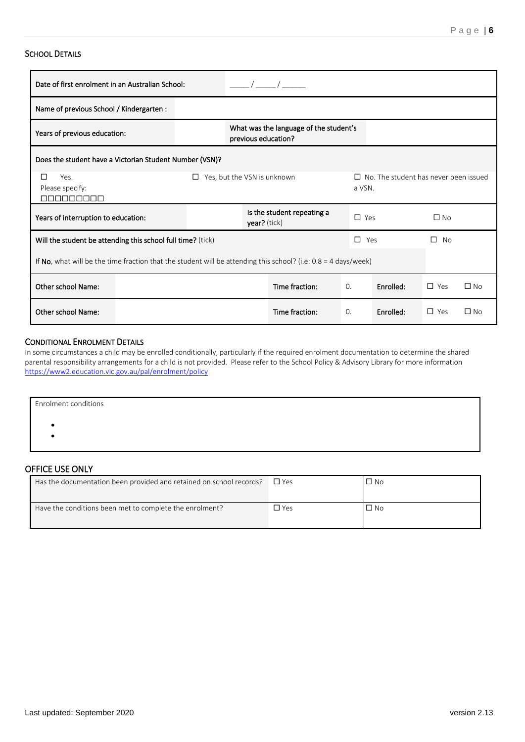## SCHOOL DETAILS

| | | | | | |
|---|---|---|---|---|---|
| Date of first enrolment in an Australian School: | ____ / ____ / _____ | | | | |
| Name of previous School / Kindergarten : | | | | | |
| Years of previous education: | | What was the language of the student's previous education? | | | |
| Does the student have a Victorian Student Number (VSN)? | | | | | |
| ☐ Yes. Please specify: ☐☐☐☐☐☐☐☐☐ | | ☐ Yes, but the VSN is unknown | | ☐ No. The student has never been issued a VSN. | |
| Years of interruption to education: | | Is the student repeating a year? (tick) | | ☐ Yes | ☐ No |
| Will the student be attending this school full time? (tick) | | | | ☐ Yes | ☐ No |
| If **No**, what will be the time fraction that the student will be attending this school? (i.e: 0.8 = 4 days/week) | | | | | |
| Other school Name: | | Time fraction: | 0. | Enrolled: | ☐ Yes ☐ No |
| Other school Name: | | Time fraction: | 0. | Enrolled: | ☐ Yes ☐ No |

## CONDITIONAL ENROLMENT DETAILS

In some circumstances a child may be enrolled conditionally, particularly if the required enrolment documentation to determine the shared parental responsibility arrangements for a child is not provided. Please refer to the School Policy & Advisory Library for more information https://www2.education.vic.gov.au/pal/enrolment/policy

| Enrolment conditions |
|---|
| • <br> • |

## OFFICE USE ONLY

| | | |
|---|---|---|
| Has the documentation been provided and retained on school records? | ☐ Yes | ☐ No |
| Have the conditions been met to complete the enrolment? | ☐ Yes | ☐ No |

Last updated: September 2020 version 2.13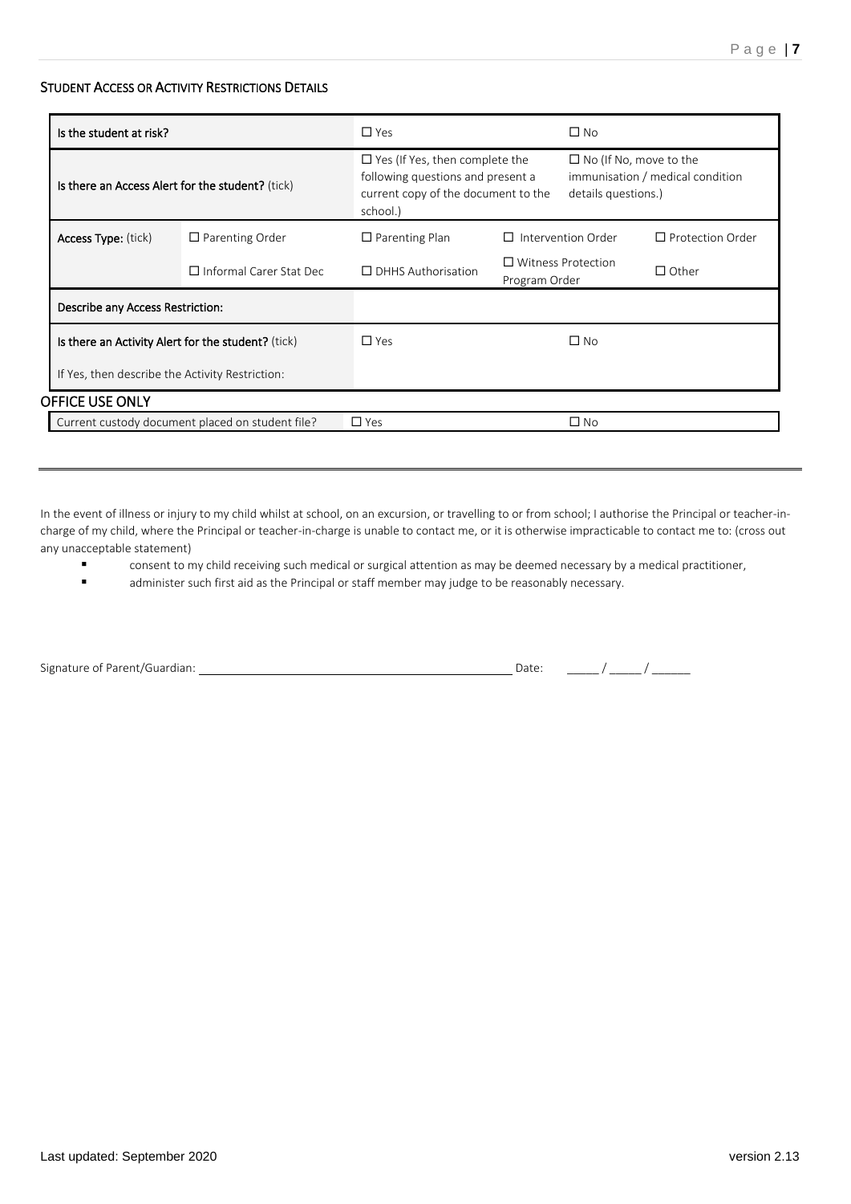### Student Access or Activity Restrictions Details

| | | | | |
|---|---|---|---|---|
| **Is the student at risk?** | | ☐ Yes | ☐ No | |
| **Is there an Access Alert for the student?** (tick) | | ☐ Yes (If Yes, then complete the following questions and present a current copy of the document to the school.) | ☐ No (If No, move to the immunisation / medical condition details questions.) | |
| **Access Type:** (tick) | ☐ Parenting Order | ☐ Parenting Plan | ☐ Intervention Order | ☐ Protection Order |
| | ☐ Informal Carer Stat Dec | ☐ DHHS Authorisation | ☐ Witness Protection Program Order | ☐ Other |
| **Describe any Access Restriction:** | | | | |
| **Is there an Activity Alert for the student?** (tick) | | ☐ Yes | ☐ No | |
| If Yes, then describe the Activity Restriction: | | | | |

**OFFICE USE ONLY**

| | | |
|---|---|---|
| Current custody document placed on student file? | ☐ Yes | ☐ No |

---

In the event of illness or injury to my child whilst at school, on an excursion, or travelling to or from school; I authorise the Principal or teacher-in-charge of my child, where the Principal or teacher-in-charge is unable to contact me, or it is otherwise impracticable to contact me to: (cross out any unacceptable statement)

- consent to my child receiving such medical or surgical attention as may be deemed necessary by a medical practitioner,
- administer such first aid as the Principal or staff member may judge to be reasonably necessary.

Signature of Parent/Guardian: ______________________________ Date: _____ / _____ / ______

Last updated: September 2020 version 2.13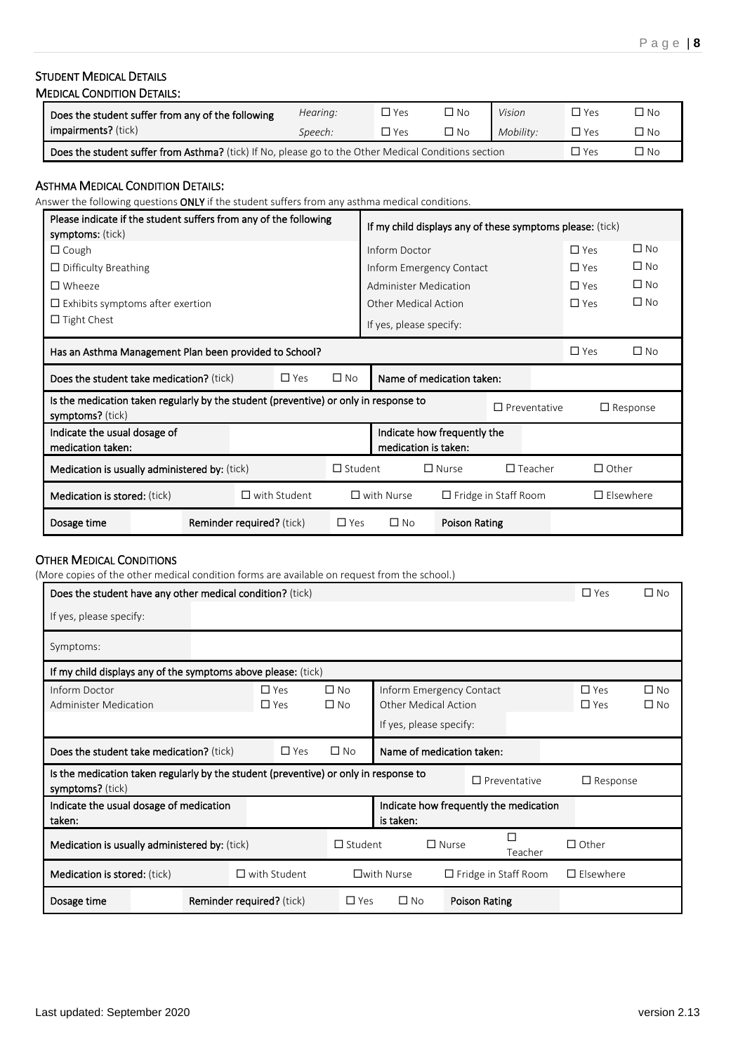### STUDENT MEDICAL DETAILS

#### MEDICAL CONDITION DETAILS:

| Does the student suffer from any of the following impairments? (tick) | *Hearing:* | ☐ Yes | ☐ No | *Vision* | ☐ Yes | ☐ No |
|---|---|---|---|---|---|---|
| | *Speech:* | ☐ Yes | ☐ No | *Mobility:* | ☐ Yes | ☐ No |
| Does the student suffer from Asthma? (tick) If No, please go to the Other Medical Conditions section | | | | | ☐ Yes | ☐ No |

#### ASTHMA MEDICAL CONDITION DETAILS:

Answer the following questions **ONLY** if the student suffers from any asthma medical conditions.

| Please indicate if the student suffers from any of the following symptoms: (tick) | If my child displays any of these symptoms please: (tick) | | |
|---|---|---|---|
| ☐ Cough | Inform Doctor | ☐ Yes | ☐ No |
| ☐ Difficulty Breathing | Inform Emergency Contact | ☐ Yes | ☐ No |
| ☐ Wheeze | Administer Medication | ☐ Yes | ☐ No |
| ☐ Exhibits symptoms after exertion | Other Medical Action | ☐ Yes | ☐ No |
| ☐ Tight Chest | If yes, please specify: | | |

| Has an Asthma Management Plan been provided to School? | | | | | ☐ Yes | ☐ No |
|---|---|---|---|---|---|---|
| Does the student take medication? (tick) | ☐ Yes | ☐ No | Name of medication taken: | | | |
| Is the medication taken regularly by the student (preventive) or only in response to symptoms? (tick) | | | | ☐ Preventative | ☐ Response | |
| Indicate the usual dosage of medication taken: | | | Indicate how frequently the medication is taken: | | | |
| Medication is usually administered by: (tick) | ☐ Student | ☐ Nurse | ☐ Teacher | ☐ Other | | |
| Medication is stored: (tick) | ☐ with Student | ☐ with Nurse | ☐ Fridge in Staff Room | ☐ Elsewhere | | |
| Dosage time | | Reminder required? (tick) | ☐ Yes | ☐ No | Poison Rating | |

#### OTHER MEDICAL CONDITIONS

(More copies of the other medical condition forms are available on request from the school.)

| Does the student have any other medical condition? (tick) | | ☐ Yes | ☐ No |
|---|---|---|---|
| If yes, please specify: | | | |
| Symptoms: | | | |

| If my child displays any of the symptoms above please: (tick) | | | | | |
|---|---|---|---|---|---|
| Inform Doctor | ☐ Yes | ☐ No | Inform Emergency Contact | ☐ Yes | ☐ No |
| Administer Medication | ☐ Yes | ☐ No | Other Medical Action | ☐ Yes | ☐ No |
| | | | If yes, please specify: | | |

| Does the student take medication? (tick) | ☐ Yes | ☐ No | Name of medication taken: | | | |
|---|---|---|---|---|---|---|
| Is the medication taken regularly by the student (preventive) or only in response to symptoms? (tick) | | | | ☐ Preventative | ☐ Response | |
| Indicate the usual dosage of medication taken: | | | Indicate how frequently the medication is taken: | | | |
| Medication is usually administered by: (tick) | ☐ Student | ☐ Nurse | ☐ Teacher | ☐ Other | | |
| Medication is stored: (tick) | ☐ with Student | ☐with Nurse | ☐ Fridge in Staff Room | ☐ Elsewhere | | |
| Dosage time | | Reminder required? (tick) | ☐ Yes | ☐ No | Poison Rating | |

Last updated: September 2020 version 2.13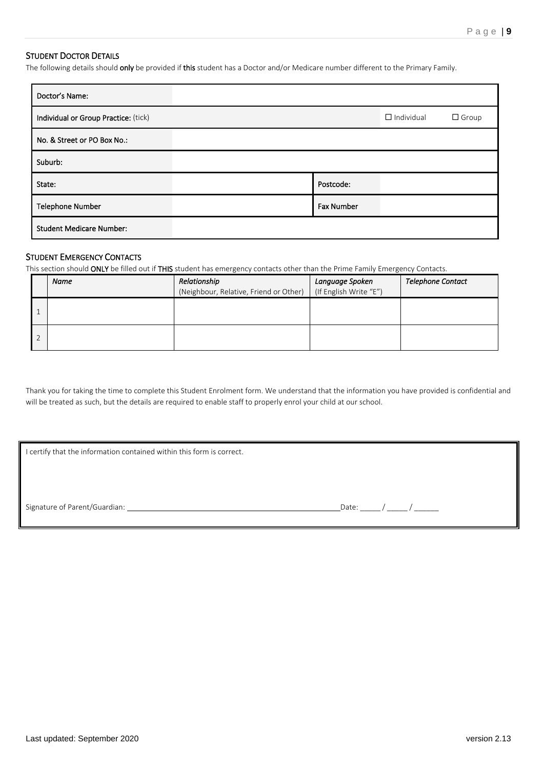## STUDENT DOCTOR DETAILS

The following details should **only** be provided if **this** student has a Doctor and/or Medicare number different to the Primary Family.

| Doctor's Name: | | | |
|---|---|---|---|
| Individual or Group Practice: (tick) | | ☐ Individual | ☐ Group |
| No. & Street or PO Box No.: | | | |
| Suburb: | | | |
| State: | | Postcode: | |
| Telephone Number | | Fax Number | |
| Student Medicare Number: | | | |

## STUDENT EMERGENCY CONTACTS

This section should **ONLY** be filled out if **THIS** student has emergency contacts other than the Prime Family Emergency Contacts.

| | *Name* | *Relationship* (Neighbour, Relative, Friend or Other) | *Language Spoken* (If English Write "E") | *Telephone Contact* |
|---|---|---|---|---|
| 1 | | | | |
| 2 | | | | |

Thank you for taking the time to complete this Student Enrolment form. We understand that the information you have provided is confidential and will be treated as such, but the details are required to enable staff to properly enrol your child at our school.

I certify that the information contained within this form is correct.

Signature of Parent/Guardian: \_\_\_\_\_\_\_\_\_\_\_\_\_\_\_\_\_\_\_\_\_\_\_\_\_\_\_\_\_\_\_\_\_\_\_\_\_\_\_\_\_\_\_\_ Date: \_\_\_\_\_ / \_\_\_\_\_ / \_\_\_\_\_\_

Last updated: September 2020 version 2.13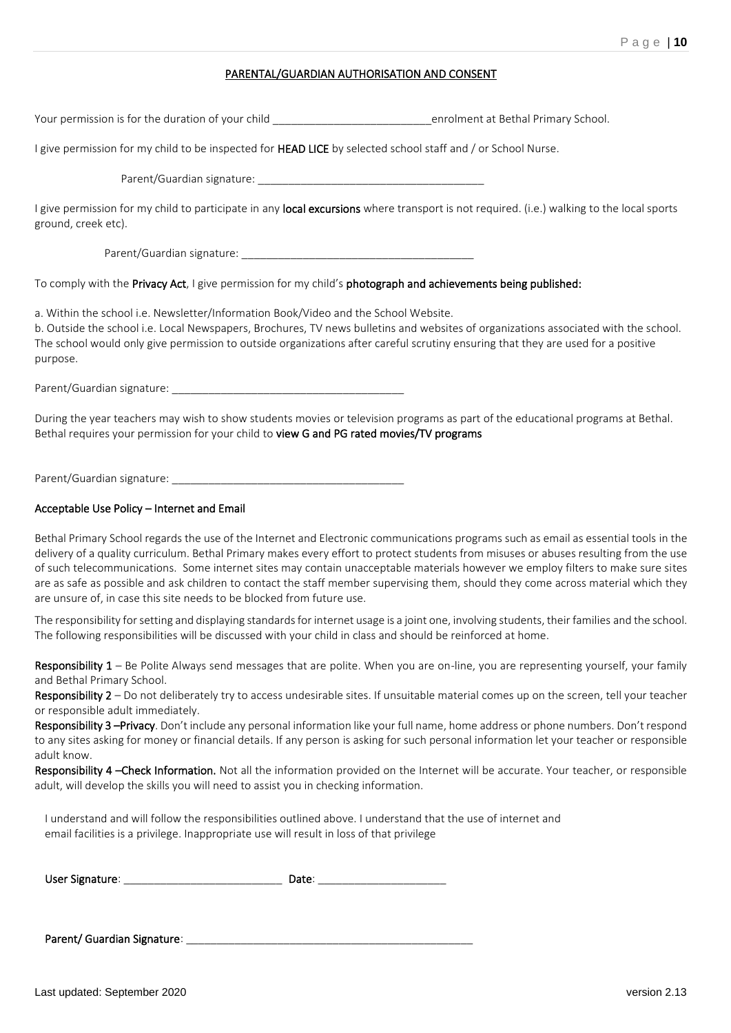## PARENTAL/GUARDIAN AUTHORISATION AND CONSENT

Your permission is for the duration of your child ___________________________enrolment at Bethal Primary School.

I give permission for my child to be inspected for **HEAD LICE** by selected school staff and / or School Nurse.

Parent/Guardian signature: ______________________________________

I give permission for my child to participate in any **local excursions** where transport is not required. (i.e.) walking to the local sports ground, creek etc).

Parent/Guardian signature: ________________________________________

To comply with the **Privacy Act**, I give permission for my child's **photograph and achievements being published:**

a. Within the school i.e. Newsletter/Information Book/Video and the School Website.
b. Outside the school i.e. Local Newspapers, Brochures, TV news bulletins and websites of organizations associated with the school. The school would only give permission to outside organizations after careful scrutiny ensuring that they are used for a positive purpose.

Parent/Guardian signature: ________________________________________

During the year teachers may wish to show students movies or television programs as part of the educational programs at Bethal. Bethal requires your permission for your child to **view G and PG rated movies/TV programs**

Parent/Guardian signature: ________________________________________

### Acceptable Use Policy – Internet and Email

Bethal Primary School regards the use of the Internet and Electronic communications programs such as email as essential tools in the delivery of a quality curriculum. Bethal Primary makes every effort to protect students from misuses or abuses resulting from the use of such telecommunications. Some internet sites may contain unacceptable materials however we employ filters to make sure sites are as safe as possible and ask children to contact the staff member supervising them, should they come across material which they are unsure of, in case this site needs to be blocked from future use.

The responsibility for setting and displaying standards for internet usage is a joint one, involving students, their families and the school. The following responsibilities will be discussed with your child in class and should be reinforced at home.

**Responsibility 1** – Be Polite Always send messages that are polite. When you are on-line, you are representing yourself, your family and Bethal Primary School.
**Responsibility 2** – Do not deliberately try to access undesirable sites. If unsuitable material comes up on the screen, tell your teacher or responsible adult immediately.
**Responsibility 3 –Privacy**. Don't include any personal information like your full name, home address or phone numbers. Don't respond to any sites asking for money or financial details. If any person is asking for such personal information let your teacher or responsible adult know.
**Responsibility 4 –Check Information.** Not all the information provided on the Internet will be accurate. Your teacher, or responsible adult, will develop the skills you will need to assist you in checking information.

I understand and will follow the responsibilities outlined above. I understand that the use of internet and email facilities is a privilege. Inappropriate use will result in loss of that privilege

**User Signature**: __________________________ **Date**: _____________________

**Parent/ Guardian Signature**: _________________________________________________

Last updated: September 2020 version 2.13